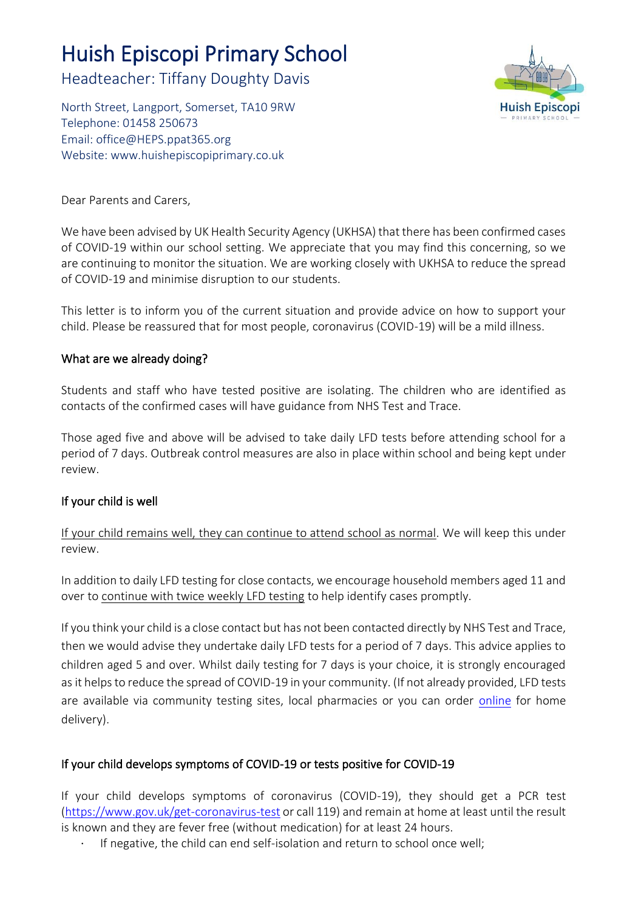# Huish Episcopi Primary School

Headteacher: Tiffany Doughty Davis

North Street, Langport, Somerset, TA10 9RW
Telephone: 01458 250673
Email: office@HEPS.ppat365.org
Website: www.huishepiscopiprimary.co.uk

Dear Parents and Carers,

We have been advised by UK Health Security Agency (UKHSA) that there has been confirmed cases of COVID-19 within our school setting. We appreciate that you may find this concerning, so we are continuing to monitor the situation. We are working closely with UKHSA to reduce the spread of COVID-19 and minimise disruption to our students.

This letter is to inform you of the current situation and provide advice on how to support your child. Please be reassured that for most people, coronavirus (COVID-19) will be a mild illness.

## What are we already doing?

Students and staff who have tested positive are isolating. The children who are identified as contacts of the confirmed cases will have guidance from NHS Test and Trace.

Those aged five and above will be advised to take daily LFD tests before attending school for a period of 7 days. Outbreak control measures are also in place within school and being kept under review.

## If your child is well

If your child remains well, they can continue to attend school as normal. We will keep this under review.

In addition to daily LFD testing for close contacts, we encourage household members aged 11 and over to continue with twice weekly LFD testing to help identify cases promptly.

If you think your child is a close contact but has not been contacted directly by NHS Test and Trace, then we would advise they undertake daily LFD tests for a period of 7 days. This advice applies to children aged 5 and over. Whilst daily testing for 7 days is your choice, it is strongly encouraged as it helps to reduce the spread of COVID-19 in your community. (If not already provided, LFD tests are available via community testing sites, local pharmacies or you can order online for home delivery).

## If your child develops symptoms of COVID-19 or tests positive for COVID-19

If your child develops symptoms of coronavirus (COVID-19), they should get a PCR test (https://www.gov.uk/get-coronavirus-test or call 119) and remain at home at least until the result is known and they are fever free (without medication) for at least 24 hours.

- If negative, the child can end self-isolation and return to school once well;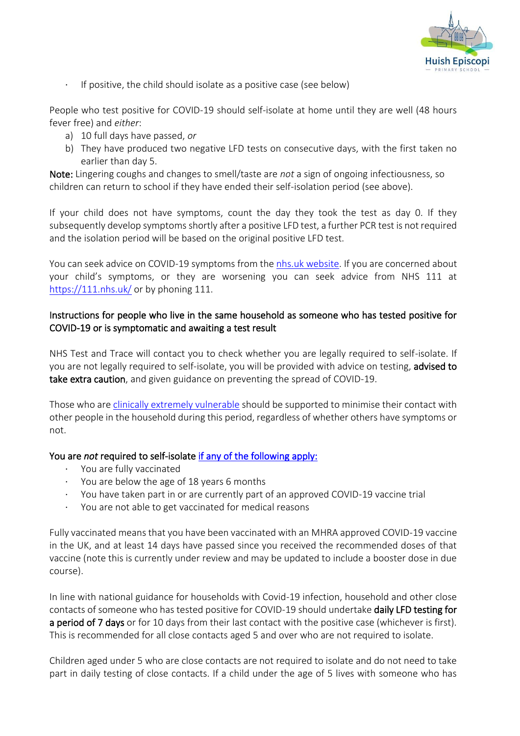- If positive, the child should isolate as a positive case (see below)

People who test positive for COVID-19 should self-isolate at home until they are well (48 hours fever free) and *either*:

a) 10 full days have passed, *or*
b) They have produced two negative LFD tests on consecutive days, with the first taken no earlier than day 5.

**Note:** Lingering coughs and changes to smell/taste are *not* a sign of ongoing infectiousness, so children can return to school if they have ended their self-isolation period (see above).

If your child does not have symptoms, count the day they took the test as day 0. If they subsequently develop symptoms shortly after a positive LFD test, a further PCR test is not required and the isolation period will be based on the original positive LFD test.

You can seek advice on COVID-19 symptoms from the [nhs.uk website](). If you are concerned about your child's symptoms, or they are worsening you can seek advice from NHS 111 at [https://111.nhs.uk/](https://111.nhs.uk/) or by phoning 111.

### Instructions for people who live in the same household as someone who has tested positive for COVID-19 or is symptomatic and awaiting a test result

NHS Test and Trace will contact you to check whether you are legally required to self-isolate. If you are not legally required to self-isolate, you will be provided with advice on testing, **advised to take extra caution**, and given guidance on preventing the spread of COVID-19.

Those who are [clinically extremely vulnerable]() should be supported to minimise their contact with other people in the household during this period, regardless of whether others have symptoms or not.

**You are *not* required to self-isolate [if any of the following apply:]()**

- You are fully vaccinated
- You are below the age of 18 years 6 months
- You have taken part in or are currently part of an approved COVID-19 vaccine trial
- You are not able to get vaccinated for medical reasons

Fully vaccinated means that you have been vaccinated with an MHRA approved COVID-19 vaccine in the UK, and at least 14 days have passed since you received the recommended doses of that vaccine (note this is currently under review and may be updated to include a booster dose in due course).

In line with national guidance for households with Covid-19 infection, household and other close contacts of someone who has tested positive for COVID-19 should undertake **daily LFD testing for a period of 7 days** or for 10 days from their last contact with the positive case (whichever is first). This is recommended for all close contacts aged 5 and over who are not required to isolate.

Children aged under 5 who are close contacts are not required to isolate and do not need to take part in daily testing of close contacts. If a child under the age of 5 lives with someone who has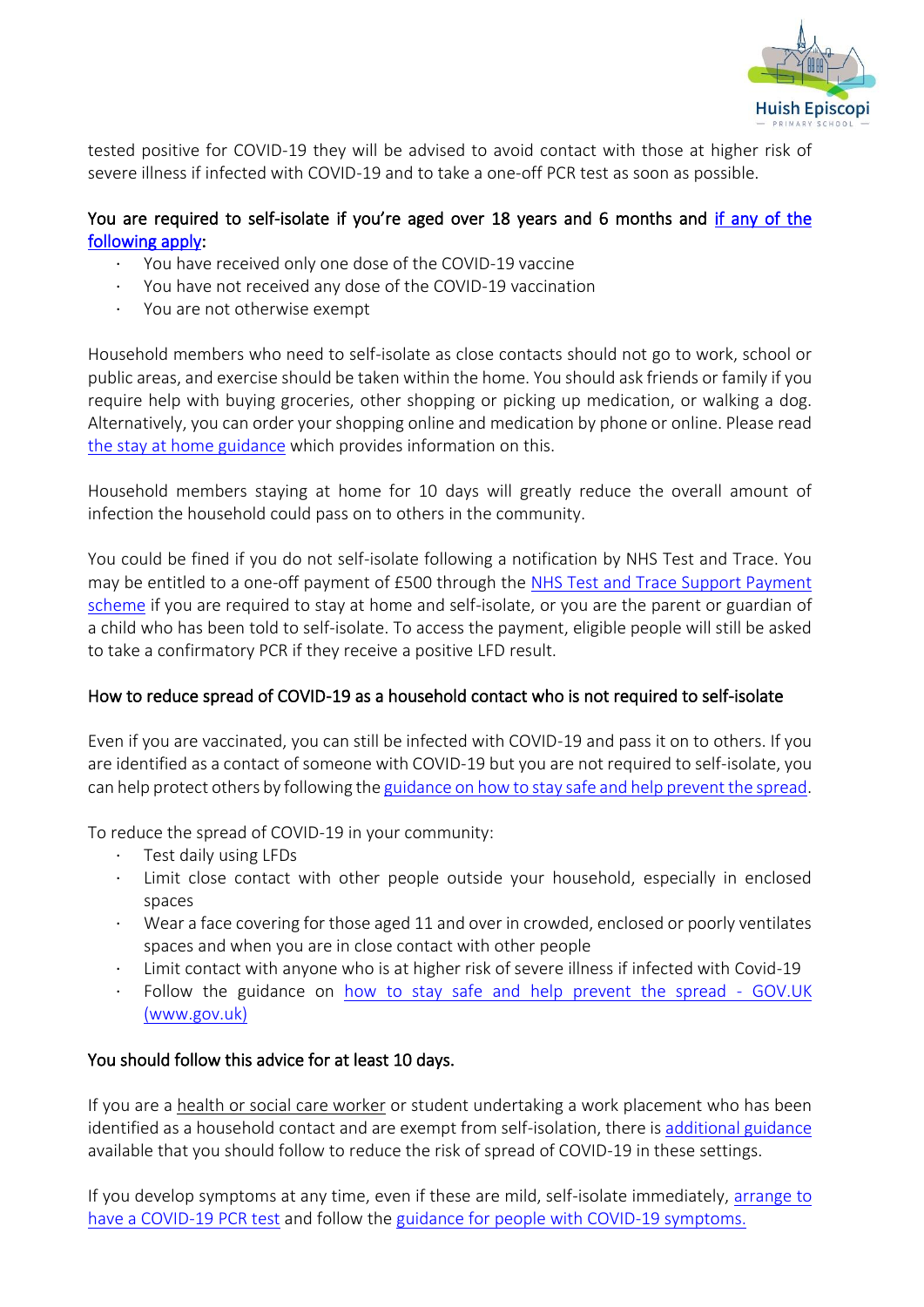tested positive for COVID-19 they will be advised to avoid contact with those at higher risk of severe illness if infected with COVID-19 and to take a one-off PCR test as soon as possible.

**You are required to self-isolate if you're aged over 18 years and 6 months and if any of the following apply:**

- You have received only one dose of the COVID-19 vaccine
- You have not received any dose of the COVID-19 vaccination
- You are not otherwise exempt

Household members who need to self-isolate as close contacts should not go to work, school or public areas, and exercise should be taken within the home. You should ask friends or family if you require help with buying groceries, other shopping or picking up medication, or walking a dog. Alternatively, you can order your shopping online and medication by phone or online. Please read the stay at home guidance which provides information on this.

Household members staying at home for 10 days will greatly reduce the overall amount of infection the household could pass on to others in the community.

You could be fined if you do not self-isolate following a notification by NHS Test and Trace. You may be entitled to a one-off payment of £500 through the NHS Test and Trace Support Payment scheme if you are required to stay at home and self-isolate, or you are the parent or guardian of a child who has been told to self-isolate. To access the payment, eligible people will still be asked to take a confirmatory PCR if they receive a positive LFD result.

**How to reduce spread of COVID-19 as a household contact who is not required to self-isolate**

Even if you are vaccinated, you can still be infected with COVID-19 and pass it on to others. If you are identified as a contact of someone with COVID-19 but you are not required to self-isolate, you can help protect others by following the guidance on how to stay safe and help prevent the spread.

To reduce the spread of COVID-19 in your community:

- Test daily using LFDs
- Limit close contact with other people outside your household, especially in enclosed spaces
- Wear a face covering for those aged 11 and over in crowded, enclosed or poorly ventilates spaces and when you are in close contact with other people
- Limit contact with anyone who is at higher risk of severe illness if infected with Covid-19
- Follow the guidance on how to stay safe and help prevent the spread - GOV.UK (www.gov.uk)

**You should follow this advice for at least 10 days.**

If you are a health or social care worker or student undertaking a work placement who has been identified as a household contact and are exempt from self-isolation, there is additional guidance available that you should follow to reduce the risk of spread of COVID-19 in these settings.

If you develop symptoms at any time, even if these are mild, self-isolate immediately, arrange to have a COVID-19 PCR test and follow the guidance for people with COVID-19 symptoms.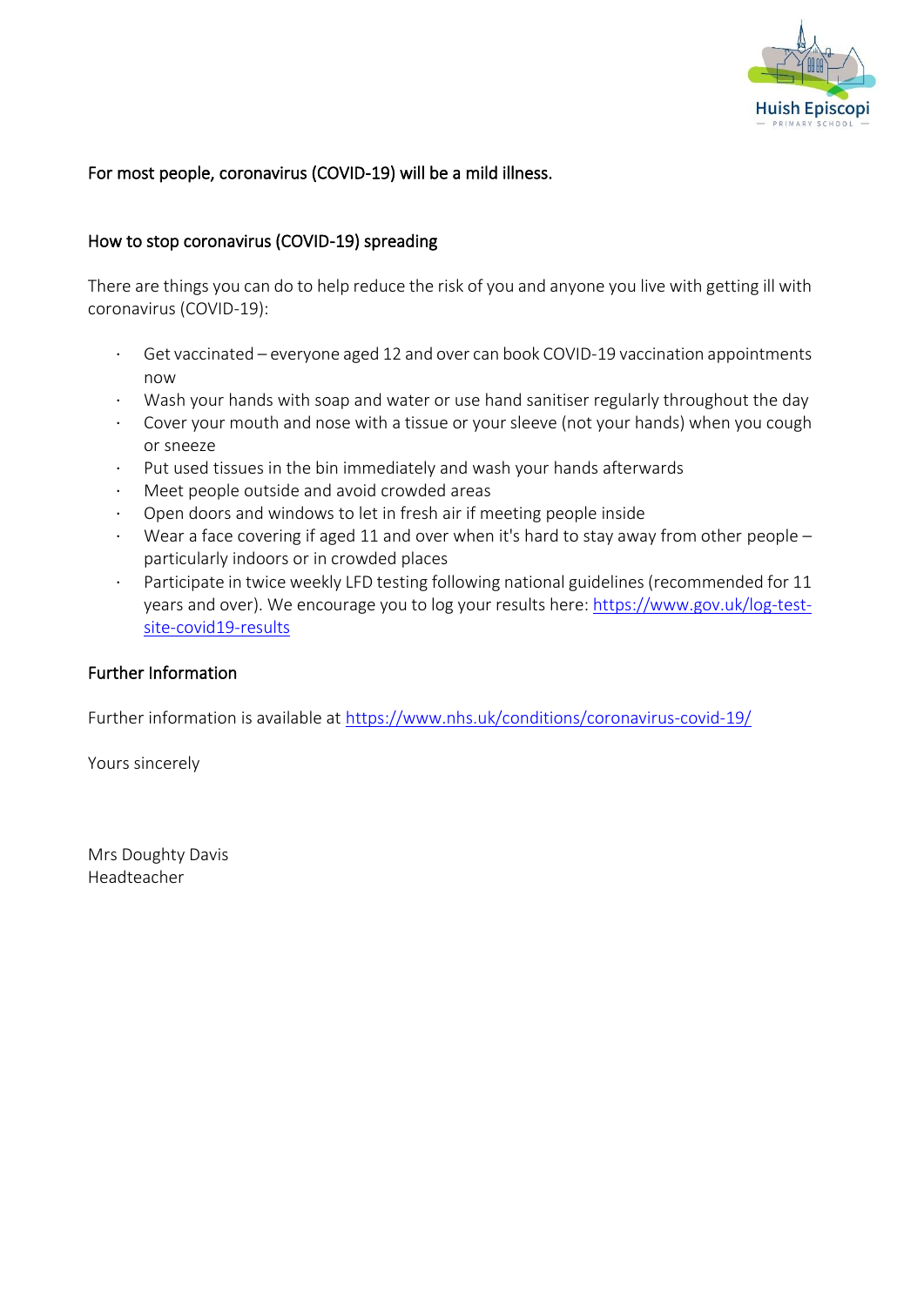For most people, coronavirus (COVID-19) will be a mild illness.

## How to stop coronavirus (COVID-19) spreading

There are things you can do to help reduce the risk of you and anyone you live with getting ill with coronavirus (COVID-19):

- Get vaccinated – everyone aged 12 and over can book COVID-19 vaccination appointments now
- Wash your hands with soap and water or use hand sanitiser regularly throughout the day
- Cover your mouth and nose with a tissue or your sleeve (not your hands) when you cough or sneeze
- Put used tissues in the bin immediately and wash your hands afterwards
- Meet people outside and avoid crowded areas
- Open doors and windows to let in fresh air if meeting people inside
- Wear a face covering if aged 11 and over when it's hard to stay away from other people – particularly indoors or in crowded places
- Participate in twice weekly LFD testing following national guidelines (recommended for 11 years and over). We encourage you to log your results here: https://www.gov.uk/log-test-site-covid19-results

## Further Information

Further information is available at https://www.nhs.uk/conditions/coronavirus-covid-19/

Yours sincerely

Mrs Doughty Davis
Headteacher